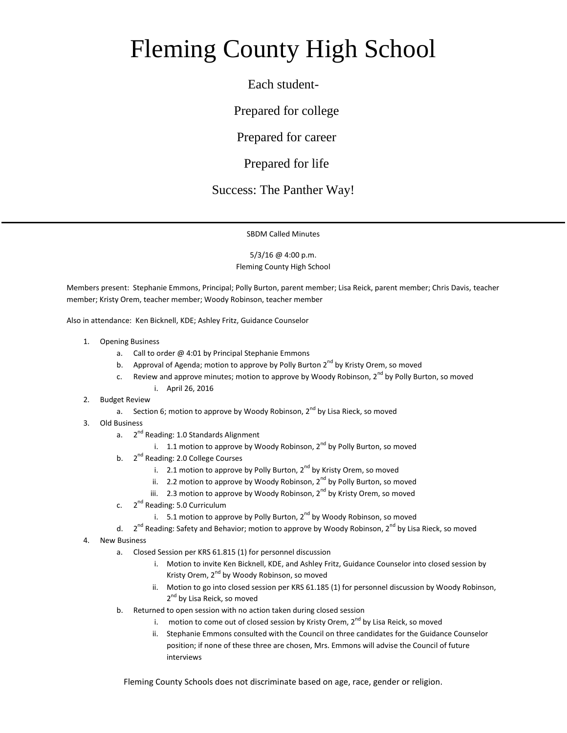# Fleming County High School

Each student-

Prepared for college

Prepared for career

Prepared for life

Success: The Panther Way!

---

SBDM Called Minutes

5/3/16 @ 4:00 p.m.
Fleming County High School

Members present: Stephanie Emmons, Principal; Polly Burton, parent member; Lisa Reick, parent member; Chris Davis, teacher member; Kristy Orem, teacher member; Woody Robinson, teacher member

Also in attendance: Ken Bicknell, KDE; Ashley Fritz, Guidance Counselor

1. Opening Business
   a. Call to order @ 4:01 by Principal Stephanie Emmons
   b. Approval of Agenda; motion to approve by Polly Burton 2nd by Kristy Orem, so moved
   c. Review and approve minutes; motion to approve by Woody Robinson, 2nd by Polly Burton, so moved
      i. April 26, 2016
2. Budget Review
   a. Section 6; motion to approve by Woody Robinson, 2nd by Lisa Rieck, so moved
3. Old Business
   a. 2nd Reading: 1.0 Standards Alignment
      i. 1.1 motion to approve by Woody Robinson, 2nd by Polly Burton, so moved
   b. 2nd Reading: 2.0 College Courses
      i. 2.1 motion to approve by Polly Burton, 2nd by Kristy Orem, so moved
      ii. 2.2 motion to approve by Woody Robinson, 2nd by Polly Burton, so moved
      iii. 2.3 motion to approve by Woody Robinson, 2nd by Kristy Orem, so moved
   c. 2nd Reading: 5.0 Curriculum
      i. 5.1 motion to approve by Polly Burton, 2nd by Woody Robinson, so moved
   d. 2nd Reading: Safety and Behavior; motion to approve by Woody Robinson, 2nd by Lisa Rieck, so moved
4. New Business
   a. Closed Session per KRS 61.815 (1) for personnel discussion
      i. Motion to invite Ken Bicknell, KDE, and Ashley Fritz, Guidance Counselor into closed session by Kristy Orem, 2nd by Woody Robinson, so moved
      ii. Motion to go into closed session per KRS 61.185 (1) for personnel discussion by Woody Robinson, 2nd by Lisa Reick, so moved
   b. Returned to open session with no action taken during closed session
      i. motion to come out of closed session by Kristy Orem, 2nd by Lisa Reick, so moved
      ii. Stephanie Emmons consulted with the Council on three candidates for the Guidance Counselor position; if none of these three are chosen, Mrs. Emmons will advise the Council of future interviews

Fleming County Schools does not discriminate based on age, race, gender or religion.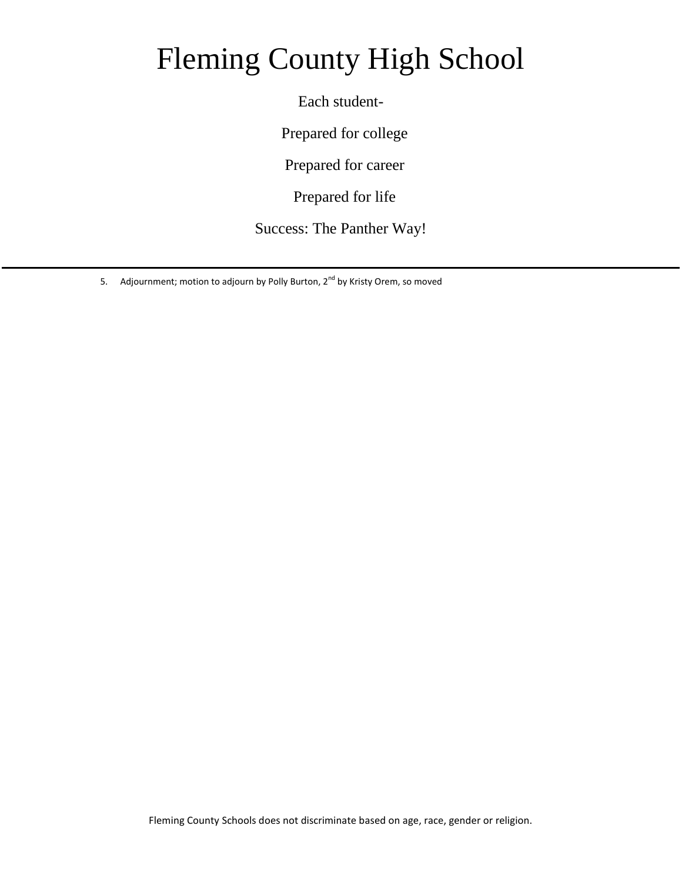5. Adjournment; motion to adjourn by Polly Burton, 2nd by Kristy Orem, so moved